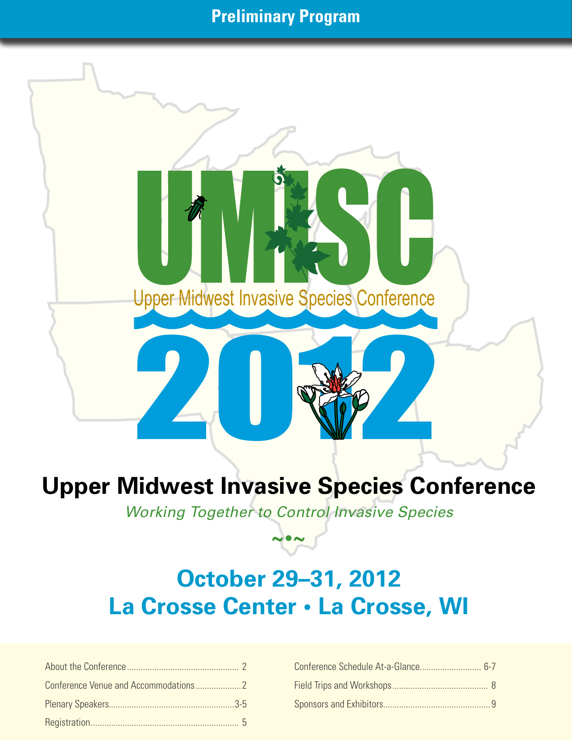Preliminary Program

UMISC

Upper Midwest Invasive Species Conference

2012

# Upper Midwest Invasive Species Conference

*Working Together to Control Invasive Species*

~•~

## October 29–31, 2012
## La Crosse Center • La Crosse, WI

About the Conference ........ 2
Conference Venue and Accommodations ........ 2
Plenary Speakers ........ 3-5
Registration ........ 5
Conference Schedule At-a-Glance ........ 6-7
Field Trips and Workshops ........ 8
Sponsors and Exhibitors ........ 9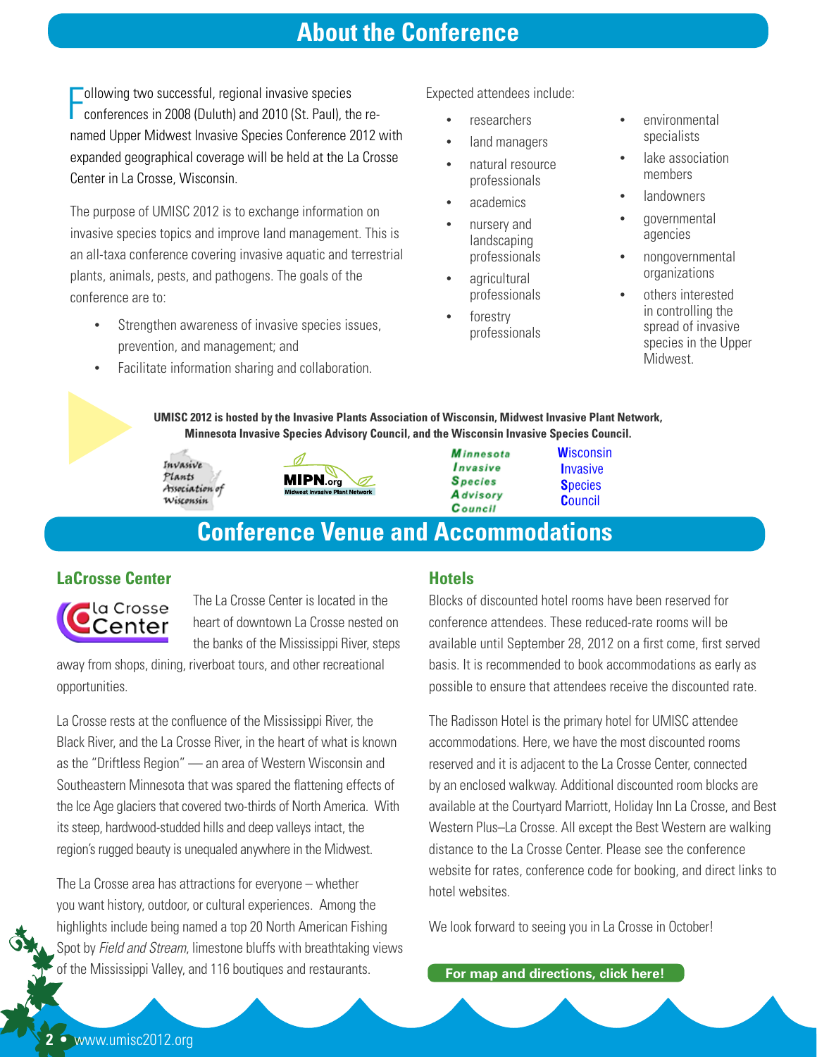# About the Conference

Following two successful, regional invasive species conferences in 2008 (Duluth) and 2010 (St. Paul), the re-named Upper Midwest Invasive Species Conference 2012 with expanded geographical coverage will be held at the La Crosse Center in La Crosse, Wisconsin.

The purpose of UMISC 2012 is to exchange information on invasive species topics and improve land management. This is an all-taxa conference covering invasive aquatic and terrestrial plants, animals, pests, and pathogens. The goals of the conference are to:

- Strengthen awareness of invasive species issues, prevention, and management; and
- Facilitate information sharing and collaboration.

Expected attendees include:

- researchers
- land managers
- natural resource professionals
- academics
- nursery and landscaping professionals
- agricultural professionals
- forestry professionals
- environmental specialists
- lake association members
- landowners
- governmental agencies
- nongovernmental organizations
- others interested in controlling the spread of invasive species in the Upper Midwest.

**UMISC 2012 is hosted by the Invasive Plants Association of Wisconsin, Midwest Invasive Plant Network, Minnesota Invasive Species Advisory Council, and the Wisconsin Invasive Species Council.**

Invasive Plants Association of Wisconsin

MIPN.org Midwest Invasive Plant Network

Minnesota Invasive Species Advisory Council

Wisconsin Invasive Species Council

# Conference Venue and Accommodations

## LaCrosse Center

La Crosse Center

The La Crosse Center is located in the heart of downtown La Crosse nested on the banks of the Mississippi River, steps away from shops, dining, riverboat tours, and other recreational opportunities.

La Crosse rests at the confluence of the Mississippi River, the Black River, and the La Crosse River, in the heart of what is known as the "Driftless Region" — an area of Western Wisconsin and Southeastern Minnesota that was spared the flattening effects of the Ice Age glaciers that covered two-thirds of North America. With its steep, hardwood-studded hills and deep valleys intact, the region's rugged beauty is unequaled anywhere in the Midwest.

The La Crosse area has attractions for everyone – whether you want history, outdoor, or cultural experiences. Among the highlights include being named a top 20 North American Fishing Spot by *Field and Stream*, limestone bluffs with breathtaking views of the Mississippi Valley, and 116 boutiques and restaurants.

## Hotels

Blocks of discounted hotel rooms have been reserved for conference attendees. These reduced-rate rooms will be available until September 28, 2012 on a first come, first served basis. It is recommended to book accommodations as early as possible to ensure that attendees receive the discounted rate.

The Radisson Hotel is the primary hotel for UMISC attendee accommodations. Here, we have the most discounted rooms reserved and it is adjacent to the La Crosse Center, connected by an enclosed walkway. Additional discounted room blocks are available at the Courtyard Marriott, Holiday Inn La Crosse, and Best Western Plus–La Crosse. All except the Best Western are walking distance to the La Crosse Center. Please see the conference website for rates, conference code for booking, and direct links to hotel websites.

We look forward to seeing you in La Crosse in October!

**For map and directions, click here!**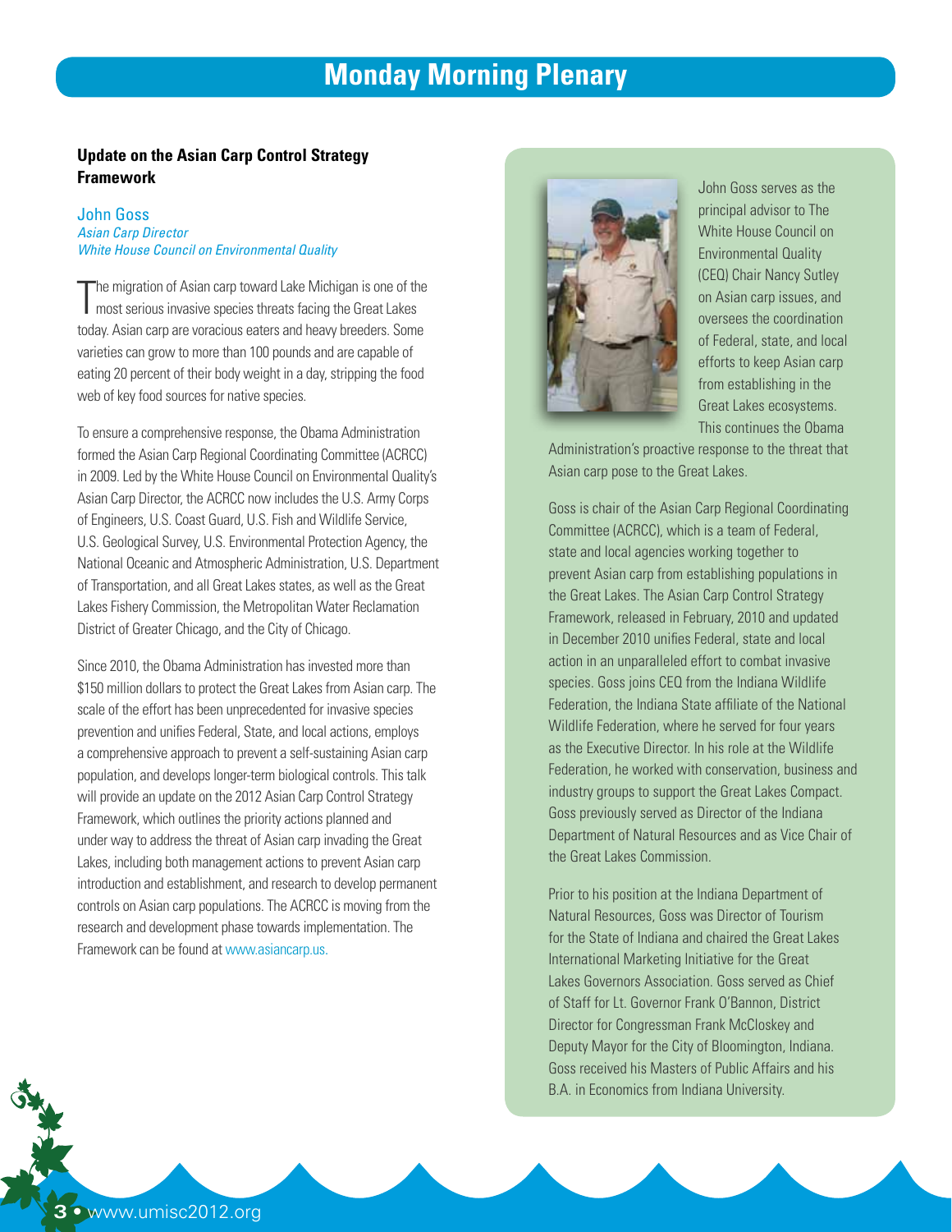# Monday Morning Plenary

## Update on the Asian Carp Control Strategy Framework

John Goss
*Asian Carp Director*
*White House Council on Environmental Quality*

The migration of Asian carp toward Lake Michigan is one of the most serious invasive species threats facing the Great Lakes today. Asian carp are voracious eaters and heavy breeders. Some varieties can grow to more than 100 pounds and are capable of eating 20 percent of their body weight in a day, stripping the food web of key food sources for native species.

To ensure a comprehensive response, the Obama Administration formed the Asian Carp Regional Coordinating Committee (ACRCC) in 2009. Led by the White House Council on Environmental Quality's Asian Carp Director, the ACRCC now includes the U.S. Army Corps of Engineers, U.S. Coast Guard, U.S. Fish and Wildlife Service, U.S. Geological Survey, U.S. Environmental Protection Agency, the National Oceanic and Atmospheric Administration, U.S. Department of Transportation, and all Great Lakes states, as well as the Great Lakes Fishery Commission, the Metropolitan Water Reclamation District of Greater Chicago, and the City of Chicago.

Since 2010, the Obama Administration has invested more than $150 million dollars to protect the Great Lakes from Asian carp. The scale of the effort has been unprecedented for invasive species prevention and unifies Federal, State, and local actions, employs a comprehensive approach to prevent a self-sustaining Asian carp population, and develops longer-term biological controls. This talk will provide an update on the 2012 Asian Carp Control Strategy Framework, which outlines the priority actions planned and under way to address the threat of Asian carp invading the Great Lakes, including both management actions to prevent Asian carp introduction and establishment, and research to develop permanent controls on Asian carp populations. The ACRCC is moving from the research and development phase towards implementation. The Framework can be found at www.asiancarp.us.

John Goss serves as the principal advisor to The White House Council on Environmental Quality (CEQ) Chair Nancy Sutley on Asian carp issues, and oversees the coordination of Federal, state, and local efforts to keep Asian carp from establishing in the Great Lakes ecosystems. This continues the Obama Administration's proactive response to the threat that Asian carp pose to the Great Lakes.

Goss is chair of the Asian Carp Regional Coordinating Committee (ACRCC), which is a team of Federal, state and local agencies working together to prevent Asian carp from establishing populations in the Great Lakes. The Asian Carp Control Strategy Framework, released in February, 2010 and updated in December 2010 unifies Federal, state and local action in an unparalleled effort to combat invasive species. Goss joins CEQ from the Indiana Wildlife Federation, the Indiana State affiliate of the National Wildlife Federation, where he served for four years as the Executive Director. In his role at the Wildlife Federation, he worked with conservation, business and industry groups to support the Great Lakes Compact. Goss previously served as Director of the Indiana Department of Natural Resources and as Vice Chair of the Great Lakes Commission.

Prior to his position at the Indiana Department of Natural Resources, Goss was Director of Tourism for the State of Indiana and chaired the Great Lakes International Marketing Initiative for the Great Lakes Governors Association. Goss served as Chief of Staff for Lt. Governor Frank O'Bannon, District Director for Congressman Frank McCloskey and Deputy Mayor for the City of Bloomington, Indiana. Goss received his Masters of Public Affairs and his B.A. in Economics from Indiana University.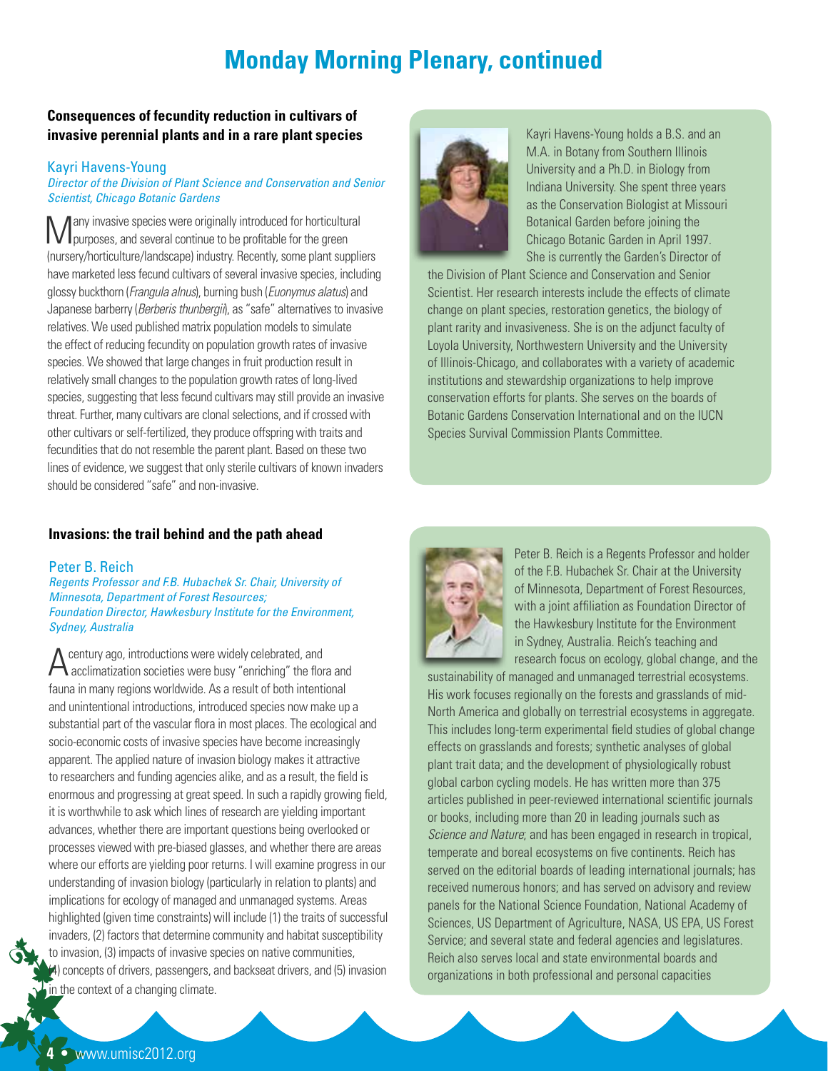# Monday Morning Plenary, continued

**Consequences of fecundity reduction in cultivars of invasive perennial plants and in a rare plant species**

Kayri Havens-Young

*Director of the Division of Plant Science and Conservation and Senior Scientist, Chicago Botanic Gardens*

Many invasive species were originally introduced for horticultural purposes, and several continue to be profitable for the green (nursery/horticulture/landscape) industry. Recently, some plant suppliers have marketed less fecund cultivars of several invasive species, including glossy buckthorn (*Frangula alnus*), burning bush (*Euonymus alatus*) and Japanese barberry (*Berberis thunbergii*), as "safe" alternatives to invasive relatives. We used published matrix population models to simulate the effect of reducing fecundity on population growth rates of invasive species. We showed that large changes in fruit production result in relatively small changes to the population growth rates of long-lived species, suggesting that less fecund cultivars may still provide an invasive threat. Further, many cultivars are clonal selections, and if crossed with other cultivars or self-fertilized, they produce offspring with traits and fecundities that do not resemble the parent plant. Based on these two lines of evidence, we suggest that only sterile cultivars of known invaders should be considered "safe" and non-invasive.

Kayri Havens-Young holds a B.S. and an M.A. in Botany from Southern Illinois University and a Ph.D. in Biology from Indiana University. She spent three years as the Conservation Biologist at Missouri Botanical Garden before joining the Chicago Botanic Garden in April 1997. She is currently the Garden's Director of the Division of Plant Science and Conservation and Senior Scientist. Her research interests include the effects of climate change on plant species, restoration genetics, the biology of plant rarity and invasiveness. She is on the adjunct faculty of Loyola University, Northwestern University and the University of Illinois-Chicago, and collaborates with a variety of academic institutions and stewardship organizations to help improve conservation efforts for plants. She serves on the boards of Botanic Gardens Conservation International and on the IUCN Species Survival Commission Plants Committee.

**Invasions: the trail behind and the path ahead**

Peter B. Reich

*Regents Professor and F.B. Hubachek Sr. Chair, University of Minnesota, Department of Forest Resources;*
*Foundation Director, Hawkesbury Institute for the Environment, Sydney, Australia*

A century ago, introductions were widely celebrated, and acclimatization societies were busy "enriching" the flora and fauna in many regions worldwide. As a result of both intentional and unintentional introductions, introduced species now make up a substantial part of the vascular flora in most places. The ecological and socio-economic costs of invasive species have become increasingly apparent. The applied nature of invasion biology makes it attractive to researchers and funding agencies alike, and as a result, the field is enormous and progressing at great speed. In such a rapidly growing field, it is worthwhile to ask which lines of research are yielding important advances, whether there are important questions being overlooked or processes viewed with pre-biased glasses, and whether there are areas where our efforts are yielding poor returns. I will examine progress in our understanding of invasion biology (particularly in relation to plants) and implications for ecology of managed and unmanaged systems. Areas highlighted (given time constraints) will include (1) the traits of successful invaders, (2) factors that determine community and habitat susceptibility to invasion, (3) impacts of invasive species on native communities, (4) concepts of drivers, passengers, and backseat drivers, and (5) invasion in the context of a changing climate.

Peter B. Reich is a Regents Professor and holder of the F.B. Hubachek Sr. Chair at the University of Minnesota, Department of Forest Resources, with a joint affiliation as Foundation Director of the Hawkesbury Institute for the Environment in Sydney, Australia. Reich's teaching and research focus on ecology, global change, and the sustainability of managed and unmanaged terrestrial ecosystems. His work focuses regionally on the forests and grasslands of mid-North America and globally on terrestrial ecosystems in aggregate. This includes long-term experimental field studies of global change effects on grasslands and forests; synthetic analyses of global plant trait data; and the development of physiologically robust global carbon cycling models. He has written more than 375 articles published in peer-reviewed international scientific journals or books, including more than 20 in leading journals such as *Science and Nature*; and has been engaged in research in tropical, temperate and boreal ecosystems on five continents. Reich has served on the editorial boards of leading international journals; has received numerous honors; and has served on advisory and review panels for the National Science Foundation, National Academy of Sciences, US Department of Agriculture, NASA, US EPA, US Forest Service; and several state and federal agencies and legislatures. Reich also serves local and state environmental boards and organizations in both professional and personal capacities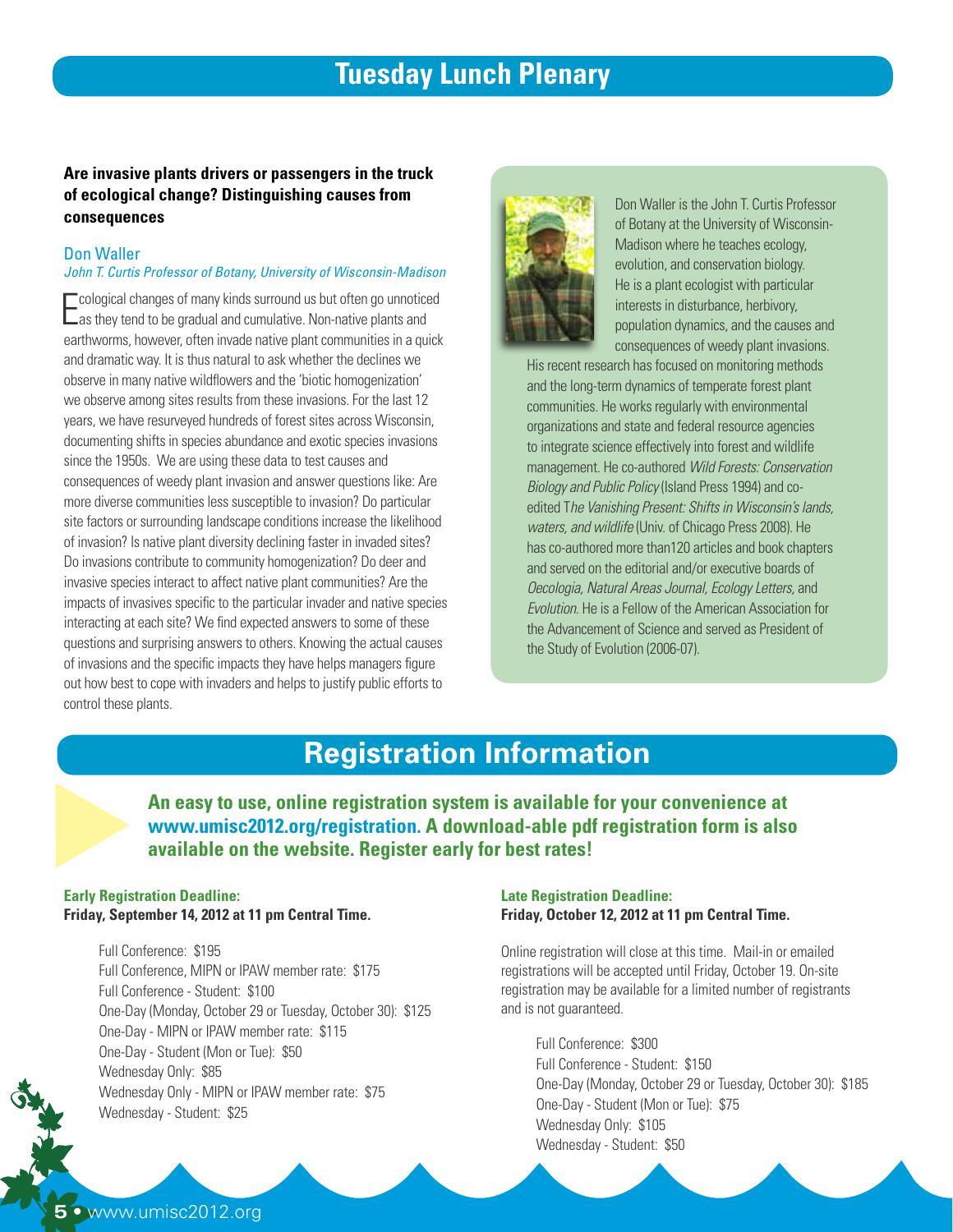# Tuesday Lunch Plenary

**Are invasive plants drivers or passengers in the truck of ecological change? Distinguishing causes from consequences**

Don Waller
*John T. Curtis Professor of Botany, University of Wisconsin-Madison*

Ecological changes of many kinds surround us but often go unnoticed as they tend to be gradual and cumulative. Non-native plants and earthworms, however, often invade native plant communities in a quick and dramatic way. It is thus natural to ask whether the declines we observe in many native wildflowers and the 'biotic homogenization' we observe among sites results from these invasions. For the last 12 years, we have resurveyed hundreds of forest sites across Wisconsin, documenting shifts in species abundance and exotic species invasions since the 1950s. We are using these data to test causes and consequences of weedy plant invasion and answer questions like: Are more diverse communities less susceptible to invasion? Do particular site factors or surrounding landscape conditions increase the likelihood of invasion? Is native plant diversity declining faster in invaded sites? Do invasions contribute to community homogenization? Do deer and invasive species interact to affect native plant communities? Are the impacts of invasives specific to the particular invader and native species interacting at each site? We find expected answers to some of these questions and surprising answers to others. Knowing the actual causes of invasions and the specific impacts they have helps managers figure out how best to cope with invaders and helps to justify public efforts to control these plants.

Don Waller is the John T. Curtis Professor of Botany at the University of Wisconsin-Madison where he teaches ecology, evolution, and conservation biology. He is a plant ecologist with particular interests in disturbance, herbivory, population dynamics, and the causes and consequences of weedy plant invasions. His recent research has focused on monitoring methods and the long-term dynamics of temperate forest plant communities. He works regularly with environmental organizations and state and federal resource agencies to integrate science effectively into forest and wildlife management. He co-authored *Wild Forests: Conservation Biology and Public Policy* (Island Press 1994) and co-edited *The Vanishing Present: Shifts in Wisconsin's lands, waters, and wildlife* (Univ. of Chicago Press 2008). He has co-authored more than120 articles and book chapters and served on the editorial and/or executive boards of *Oecologia, Natural Areas Journal, Ecology Letters,* and *Evolution*. He is a Fellow of the American Association for the Advancement of Science and served as President of the Study of Evolution (2006-07).

# Registration Information

**An easy to use, online registration system is available for your convenience at www.umisc2012.org/registration. A download-able pdf registration form is also available on the website. Register early for best rates!**

**Early Registration Deadline:**
**Friday, September 14, 2012 at 11 pm Central Time.**

- Full Conference: $195
- Full Conference, MIPN or IPAW member rate: $175
- Full Conference - Student: $100
- One-Day (Monday, October 29 or Tuesday, October 30): $125
- One-Day - MIPN or IPAW member rate: $115
- One-Day - Student (Mon or Tue): $50
- Wednesday Only: $85
- Wednesday Only - MIPN or IPAW member rate: $75
- Wednesday - Student: $25

**Late Registration Deadline:**
**Friday, October 12, 2012 at 11 pm Central Time.**

Online registration will close at this time. Mail-in or emailed registrations will be accepted until Friday, October 19. On-site registration may be available for a limited number of registrants and is not guaranteed.

- Full Conference: $300
- Full Conference - Student: $150
- One-Day (Monday, October 29 or Tuesday, October 30): $185
- One-Day - Student (Mon or Tue): $75
- Wednesday Only: $105
- Wednesday - Student: $50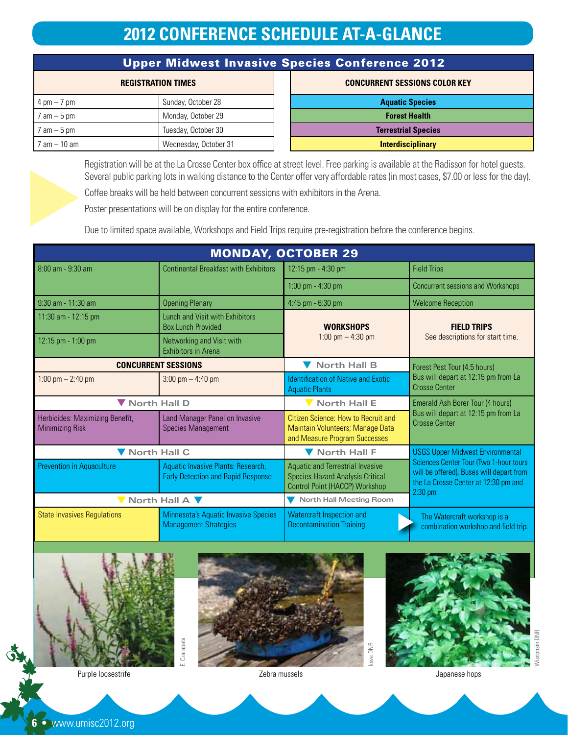# 2012 CONFERENCE SCHEDULE AT-A-GLANCE

## Upper Midwest Invasive Species Conference 2012

| REGISTRATION TIMES | |
|---|---|
| 4 pm – 7 pm | Sunday, October 28 |
| 7 am – 5 pm | Monday, October 29 |
| 7 am – 5 pm | Tuesday, October 30 |
| 7 am – 10 am | Wednesday, October 31 |

| CONCURRENT SESSIONS COLOR KEY |
|---|
| Aquatic Species |
| Forest Health |
| Terrestrial Species |
| Interdisciplinary |

Registration will be at the La Crosse Center box office at street level. Free parking is available at the Radisson for hotel guests. Several public parking lots in walking distance to the Center offer very affordable rates (in most cases, $7.00 or less for the day).

Coffee breaks will be held between concurrent sessions with exhibitors in the Arena.

Poster presentations will be on display for the entire conference.

Due to limited space available, Workshops and Field Trips require pre-registration before the conference begins.

## MONDAY, OCTOBER 29

| Time | Event |
|---|---|
| 8:00 am - 9:30 am | Continental Breakfast with Exhibitors |
| 9:30 am - 11:30 am | Opening Plenary |
| 11:30 am - 12:15 pm | Lunch and Visit with Exhibitors Box Lunch Provided |
| 12:15 pm - 1:00 pm | Networking and Visit with Exhibitors in Arena |
| 12:15 pm - 4:30 pm | Field Trips |
| 1:00 pm - 4:30 pm | Concurrent sessions and Workshops |
| 4:45 pm - 6:30 pm | Welcome Reception |

### CONCURRENT SESSIONS

| Location | 1:00 pm – 2:40 pm | 3:00 pm – 4:40 pm |
|---|---|---|
| North Hall D | Herbicides: Maximizing Benefit, Minimizing Risk | Land Manager Panel on Invasive Species Management |
| North Hall C | Prevention in Aquaculture | Aquatic Invasive Plants: Research, Early Detection and Rapid Response |
| North Hall A | State Invasives Regulations | Minnesota's Aquatic Invasive Species Management Strategies |

### WORKSHOPS
1:00 pm – 4:30 pm

| Location | Workshop |
|---|---|
| North Hall B | Identification of Native and Exotic Aquatic Plants |
| North Hall E | Citizen Science: How to Recruit and Maintain Volunteers; Manage Data and Measure Program Successes |
| North Hall F | Aquatic and Terrestrial Invasive Species-Hazard Analysis Critical Control Point (HACCP) Workshop |
| North Hall Meeting Room | Watercraft Inspection and Decontamination Training |

### FIELD TRIPS
See descriptions for start time.

- Forest Pest Tour (4.5 hours) Bus will depart at 12:15 pm from La Crosse Center
- Emerald Ash Borer Tour (4 hours) Bus will depart at 12:15 pm from La Crosse Center
- USGS Upper Midwest Environmental Sciences Center Tour (Two 1-hour tours will be offered). Buses will depart from the La Crosse Center at 12:30 pm and 2:30 pm
- The Watercraft workshop is a combination workshop and field trip.

E. Czarapata — Purple loosestrife

Iowa DNR — Zebra mussels

Wisconsin DNR — Japanese hops

www.umisc2012.org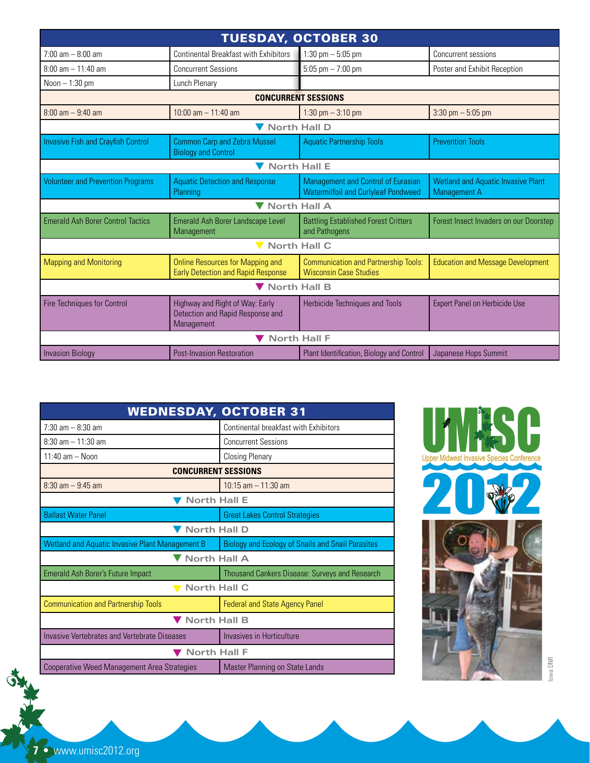## TUESDAY, OCTOBER 30

| | | | |
|---|---|---|---|
| 7:00 am – 8:00 am | Continental Breakfast with Exhibitors | 1:30 pm – 5:05 pm | Concurrent sessions |
| 8:00 am – 11:40 am | Concurrent Sessions | 5:05 pm – 7:00 pm | Poster and Exhibit Reception |
| Noon – 1:30 pm | Lunch Plenary | | |

**CONCURRENT SESSIONS**

| 8:00 am – 9:40 am | 10:00 am – 11:40 am | 1:30 pm – 3:10 pm | 3:30 pm – 5:05 pm |
|---|---|---|---|
| **North Hall D** | | | |
| Invasive Fish and Crayfish Control | Common Carp and Zebra Mussel Biology and Control | Aquatic Partnership Tools | Prevention Tools |
| **North Hall E** | | | |
| Volunteer and Prevention Programs | Aquatic Detection and Response Planning | Management and Control of Eurasian Watermilfoil and Curlyleaf Pondweed | Wetland and Aquatic Invasive Plant Management A |
| **North Hall A** | | | |
| Emerald Ash Borer Control Tactics | Emerald Ash Borer Landscape Level Management | Battling Established Forest Critters and Pathogens | Forest Insect Invaders on our Doorstep |
| **North Hall C** | | | |
| Mapping and Monitoring | Online Resources for Mapping and Early Detection and Rapid Response | Communication and Partnership Tools: Wisconsin Case Studies | Education and Message Development |
| **North Hall B** | | | |
| Fire Techniques for Control | Highway and Right of Way: Early Detection and Rapid Response and Management | Herbicide Techniques and Tools | Expert Panel on Herbicide Use |
| **North Hall F** | | | |
| Invasion Biology | Post-Invasion Restoration | Plant Identification, Biology and Control | Japanese Hops Summit |

## WEDNESDAY, OCTOBER 31

| | |
|---|---|
| 7:30 am – 8:30 am | Continental breakfast with Exhibitors |
| 8:30 am – 11:30 am | Concurrent Sessions |
| 11:40 am – Noon | Closing Plenary |

**CONCURRENT SESSIONS**

| 8:30 am – 9:45 am | 10:15 am – 11:30 am |
|---|---|
| **North Hall E** | |
| Ballast Water Panel | Great Lakes Control Strategies |
| **North Hall D** | |
| Wetland and Aquatic Invasive Plant Management B | Biology and Ecology of Snails and Snail Parasites |
| **North Hall A** | |
| Emerald Ash Borer's Future Impact | Thousand Cankers Disease: Surveys and Research |
| **North Hall C** | |
| Communication and Partnership Tools | Federal and State Agency Panel |
| **North Hall B** | |
| Invasive Vertebrates and Vertebrate Diseases | Invasives in Horticulture |
| **North Hall F** | |
| Cooperative Weed Management Area Strategies | Master Planning on State Lands |

UMISC Upper Midwest Invasive Species Conference 2012

Iowa DNR

www.umisc2012.org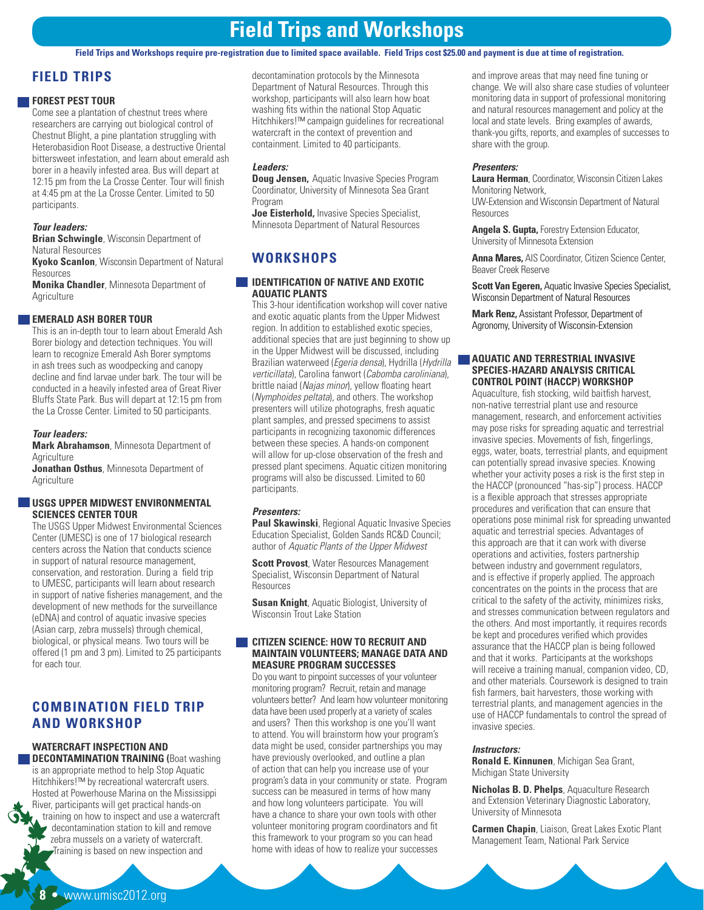# Field Trips and Workshops

**Field Trips and Workshops require pre-registration due to limited space available. Field Trips cost $25.00 and payment is due at time of registration.**

## FIELD TRIPS

### FOREST PEST TOUR

Come see a plantation of chestnut trees where researchers are carrying out biological control of Chestnut Blight, a pine plantation struggling with Heterobasidion Root Disease, a destructive Oriental bittersweet infestation, and learn about emerald ash borer in a heavily infested area. Bus will depart at 12:15 pm from the La Crosse Center. Tour will finish at 4:45 pm at the La Crosse Center. Limited to 50 participants.

***Tour leaders:***

**Brian Schwingle**, Wisconsin Department of Natural Resources
**Kyoko Scanlon**, Wisconsin Department of Natural Resources
**Monika Chandler**, Minnesota Department of Agriculture

### EMERALD ASH BORER TOUR

This is an in-depth tour to learn about Emerald Ash Borer biology and detection techniques. You will learn to recognize Emerald Ash Borer symptoms in ash trees such as woodpecking and canopy decline and find larvae under bark. The tour will be conducted in a heavily infested area of Great River Bluffs State Park. Bus will depart at 12:15 pm from the La Crosse Center. Limited to 50 participants.

***Tour leaders:***

**Mark Abrahamson**, Minnesota Department of Agriculture
**Jonathan Osthus**, Minnesota Department of Agriculture

### USGS UPPER MIDWEST ENVIRONMENTAL SCIENCES CENTER TOUR

The USGS Upper Midwest Environmental Sciences Center (UMESC) is one of 17 biological research centers across the Nation that conducts science in support of natural resource management, conservation, and restoration. During a field trip to UMESC, participants will learn about research in support of native fisheries management, and the development of new methods for the surveillance (eDNA) and control of aquatic invasive species (Asian carp, zebra mussels) through chemical, biological, or physical means. Two tours will be offered (1 pm and 3 pm). Limited to 25 participants for each tour.

## COMBINATION FIELD TRIP AND WORKSHOP

### WATERCRAFT INSPECTION AND DECONTAMINATION TRAINING

(Boat washing is an appropriate method to help Stop Aquatic Hitchhikers!™ by recreational watercraft users. Hosted at Powerhouse Marina on the Mississippi River, participants will get practical hands-on training on how to inspect and use a watercraft decontamination station to kill and remove zebra mussels on a variety of watercraft. Training is based on new inspection and decontamination protocols by the Minnesota Department of Natural Resources. Through this workshop, participants will also learn how boat washing fits within the national Stop Aquatic Hitchhikers!™ campaign guidelines for recreational watercraft in the context of prevention and containment. Limited to 40 participants.

***Leaders:***

**Doug Jensen,** Aquatic Invasive Species Program Coordinator, University of Minnesota Sea Grant Program
**Joe Eisterhold,** Invasive Species Specialist, Minnesota Department of Natural Resources

## WORKSHOPS

### IDENTIFICATION OF NATIVE AND EXOTIC AQUATIC PLANTS

This 3-hour identification workshop will cover native and exotic aquatic plants from the Upper Midwest region. In addition to established exotic species, additional species that are just beginning to show up in the Upper Midwest will be discussed, including Brazilian waterweed (*Egeria densa*), Hydrilla (*Hydrilla verticillata*), Carolina fanwort (*Cabomba caroliniana*), brittle naiad (*Najas minor*), yellow floating heart (*Nymphoides peltata*), and others. The workshop presenters will utilize photographs, fresh aquatic plant samples, and pressed specimens to assist participants in recognizing taxonomic differences between these species. A hands-on component will allow for up-close observation of the fresh and pressed plant specimens. Aquatic citizen monitoring programs will also be discussed. Limited to 60 participants.

***Presenters:***

**Paul Skawinski**, Regional Aquatic Invasive Species Education Specialist, Golden Sands RC&D Council; author of *Aquatic Plants of the Upper Midwest*

**Scott Provost**, Water Resources Management Specialist, Wisconsin Department of Natural Resources

**Susan Knight**, Aquatic Biologist, University of Wisconsin Trout Lake Station

### CITIZEN SCIENCE: HOW TO RECRUIT AND MAINTAIN VOLUNTEERS; MANAGE DATA AND MEASURE PROGRAM SUCCESSES

Do you want to pinpoint successes of your volunteer monitoring program? Recruit, retain and manage volunteers better? And learn how volunteer monitoring data have been used properly at a variety of scales and users? Then this workshop is one you'll want to attend. You will brainstorm how your program's data might be used, consider partnerships you may have previously overlooked, and outline a plan of action that can help you increase use of your program's data in your community or state. Program success can be measured in terms of how many and how long volunteers participate. You will have a chance to share your own tools with other volunteer monitoring program coordinators and fit this framework to your program so you can head home with ideas of how to realize your successes and improve areas that may need fine tuning or change. We will also share case studies of volunteer monitoring data in support of professional monitoring and natural resources management and policy at the local and state levels. Bring examples of awards, thank-you gifts, reports, and examples of successes to share with the group.

***Presenters:***

**Laura Herman**, Coordinator, Wisconsin Citizen Lakes Monitoring Network,
UW-Extension and Wisconsin Department of Natural Resources

**Angela S. Gupta,** Forestry Extension Educator, University of Minnesota Extension

**Anna Mares,** AIS Coordinator, Citizen Science Center, Beaver Creek Reserve

**Scott Van Egeren,** Aquatic Invasive Species Specialist, Wisconsin Department of Natural Resources

**Mark Renz,** Assistant Professor, Department of Agronomy, University of Wisconsin-Extension

### AQUATIC AND TERRESTRIAL INVASIVE SPECIES-HAZARD ANALYSIS CRITICAL CONTROL POINT (HACCP) WORKSHOP

Aquaculture, fish stocking, wild baitfish harvest, non-native terrestrial plant use and resource management, research, and enforcement activities may pose risks for spreading aquatic and terrestrial invasive species. Movements of fish, fingerlings, eggs, water, boats, terrestrial plants, and equipment can potentially spread invasive species. Knowing whether your activity poses a risk is the first step in the HACCP (pronounced "has-sip") process. HACCP is a flexible approach that stresses appropriate procedures and verification that can ensure that operations pose minimal risk for spreading unwanted aquatic and terrestrial species. Advantages of this approach are that it can work with diverse operations and activities, fosters partnership between industry and government regulators, and is effective if properly applied. The approach concentrates on the points in the process that are critical to the safety of the activity, minimizes risks, and stresses communication between regulators and the others. And most importantly, it requires records be kept and procedures verified which provides assurance that the HACCP plan is being followed and that it works. Participants at the workshops will receive a training manual, companion video, CD, and other materials. Coursework is designed to train fish farmers, bait harvesters, those working with terrestrial plants, and management agencies in the use of HACCP fundamentals to control the spread of invasive species.

***Instructors:***

**Ronald E. Kinnunen**, Michigan Sea Grant, Michigan State University

**Nicholas B. D. Phelps**, Aquaculture Research and Extension Veterinary Diagnostic Laboratory, University of Minnesota

**Carmen Chapin**, Liaison, Great Lakes Exotic Plant Management Team, National Park Service

www.umisc2012.org